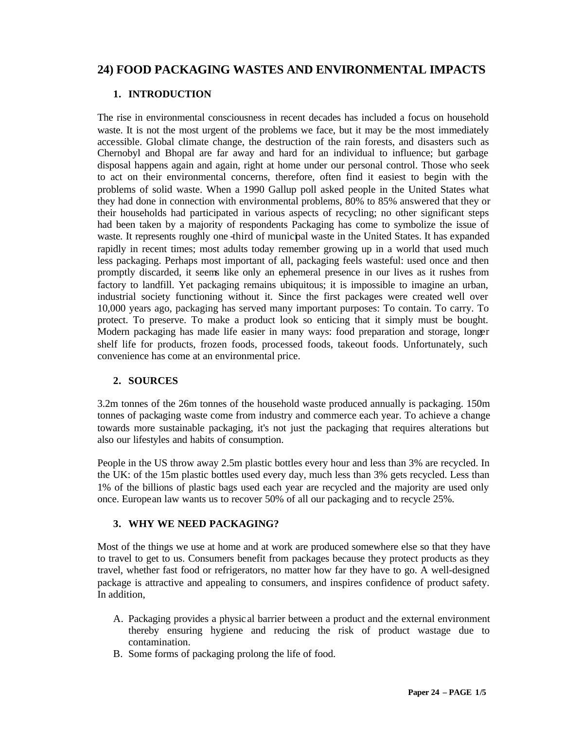# 24) FOOD PACKAGING WASTES AND ENVIRONMENTAL IMPACTS

## 1. INTRODUCTION

The rise in environmental consciousness in recent decades has included a focus on household waste. It is not the most urgent of the problems we face, but it may be the most immediately accessible. Global climate change, the destruction of the rain forests, and disasters such as Chernobyl and Bhopal are far away and hard for an individual to influence; but garbage disposal happens again and again, right at home under our personal control. Those who seek to act on their environmental concerns, therefore, often find it easiest to begin with the problems of solid waste. When a 1990 Gallup poll asked people in the United States what they had done in connection with environmental problems, 80% to 85% answered that they or their households had participated in various aspects of recycling; no other significant steps had been taken by a majority of respondents Packaging has come to symbolize the issue of waste. It represents roughly one-third of municipal waste in the United States. It has expanded rapidly in recent times; most adults today remember growing up in a world that used much less packaging. Perhaps most important of all, packaging feels wasteful: used once and then promptly discarded, it seems like only an ephemeral presence in our lives as it rushes from factory to landfill. Yet packaging remains ubiquitous; it is impossible to imagine an urban, industrial society functioning without it. Since the first packages were created well over 10,000 years ago, packaging has served many important purposes: To contain. To carry. To protect. To preserve. To make a product look so enticing that it simply must be bought. Modern packaging has made life easier in many ways: food preparation and storage, longer shelf life for products, frozen foods, processed foods, takeout foods. Unfortunately, such convenience has come at an environmental price.

## 2. SOURCES

3.2m tonnes of the 26m tonnes of the household waste produced annually is packaging. 150m tonnes of packaging waste come from industry and commerce each year. To achieve a change towards more sustainable packaging, it's not just the packaging that requires alterations but also our lifestyles and habits of consumption.

People in the US throw away 2.5m plastic bottles every hour and less than 3% are recycled. In the UK: of the 15m plastic bottles used every day, much less than 3% gets recycled. Less than 1% of the billions of plastic bags used each year are recycled and the majority are used only once. European law wants us to recover 50% of all our packaging and to recycle 25%.

## 3. WHY WE NEED PACKAGING?

Most of the things we use at home and at work are produced somewhere else so that they have to travel to get to us. Consumers benefit from packages because they protect products as they travel, whether fast food or refrigerators, no matter how far they have to go. A well-designed package is attractive and appealing to consumers, and inspires confidence of product safety. In addition,

A. Packaging provides a physical barrier between a product and the external environment thereby ensuring hygiene and reducing the risk of product wastage due to contamination.
B. Some forms of packaging prolong the life of food.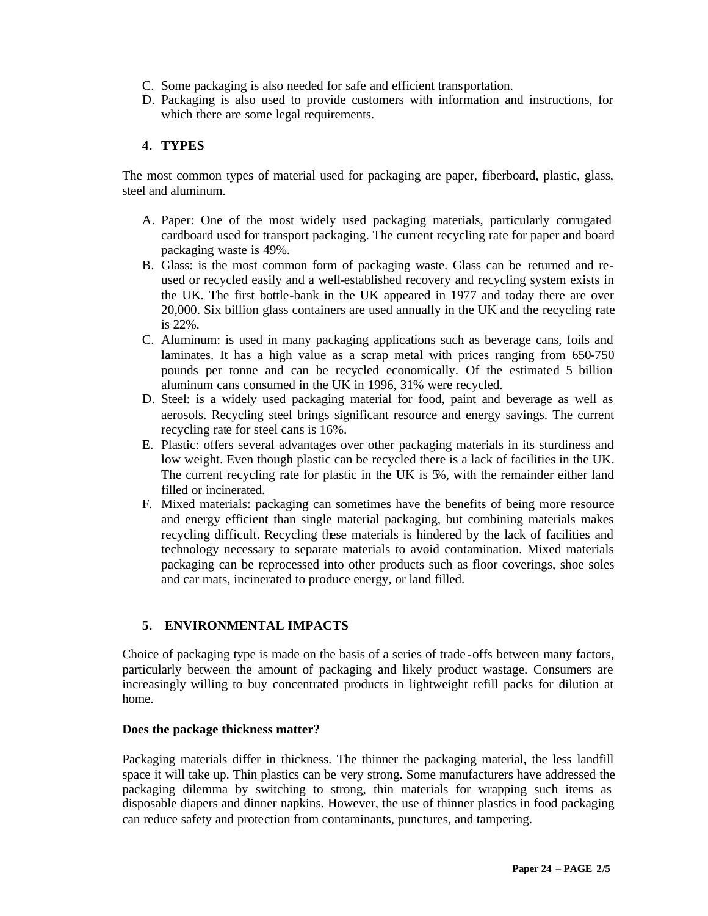C. Some packaging is also needed for safe and efficient transportation.
D. Packaging is also used to provide customers with information and instructions, for which there are some legal requirements.

## 4. TYPES

The most common types of material used for packaging are paper, fiberboard, plastic, glass, steel and aluminum.

A. Paper: One of the most widely used packaging materials, particularly corrugated cardboard used for transport packaging. The current recycling rate for paper and board packaging waste is 49%.
B. Glass: is the most common form of packaging waste. Glass can be returned and re-used or recycled easily and a well-established recovery and recycling system exists in the UK. The first bottle-bank in the UK appeared in 1977 and today there are over 20,000. Six billion glass containers are used annually in the UK and the recycling rate is 22%.
C. Aluminum: is used in many packaging applications such as beverage cans, foils and laminates. It has a high value as a scrap metal with prices ranging from 650-750 pounds per tonne and can be recycled economically. Of the estimated 5 billion aluminum cans consumed in the UK in 1996, 31% were recycled.
D. Steel: is a widely used packaging material for food, paint and beverage as well as aerosols. Recycling steel brings significant resource and energy savings. The current recycling rate for steel cans is 16%.
E. Plastic: offers several advantages over other packaging materials in its sturdiness and low weight. Even though plastic can be recycled there is a lack of facilities in the UK. The current recycling rate for plastic in the UK is 5%, with the remainder either land filled or incinerated.
F. Mixed materials: packaging can sometimes have the benefits of being more resource and energy efficient than single material packaging, but combining materials makes recycling difficult. Recycling these materials is hindered by the lack of facilities and technology necessary to separate materials to avoid contamination. Mixed materials packaging can be reprocessed into other products such as floor coverings, shoe soles and car mats, incinerated to produce energy, or land filled.

## 5. ENVIRONMENTAL IMPACTS

Choice of packaging type is made on the basis of a series of trade-offs between many factors, particularly between the amount of packaging and likely product wastage. Consumers are increasingly willing to buy concentrated products in lightweight refill packs for dilution at home.

**Does the package thickness matter?**

Packaging materials differ in thickness. The thinner the packaging material, the less landfill space it will take up. Thin plastics can be very strong. Some manufacturers have addressed the packaging dilemma by switching to strong, thin materials for wrapping such items as disposable diapers and dinner napkins. However, the use of thinner plastics in food packaging can reduce safety and protection from contaminants, punctures, and tampering.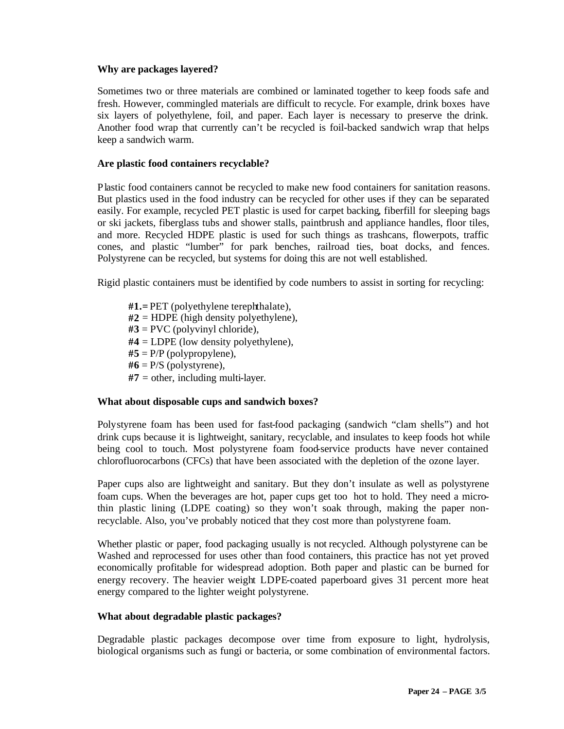**Why are packages layered?**

Sometimes two or three materials are combined or laminated together to keep foods safe and fresh. However, commingled materials are difficult to recycle. For example, drink boxes have six layers of polyethylene, foil, and paper. Each layer is necessary to preserve the drink. Another food wrap that currently can't be recycled is foil-backed sandwich wrap that helps keep a sandwich warm.

**Are plastic food containers recyclable?**

Plastic food containers cannot be recycled to make new food containers for sanitation reasons. But plastics used in the food industry can be recycled for other uses if they can be separated easily. For example, recycled PET plastic is used for carpet backing, fiberfill for sleeping bags or ski jackets, fiberglass tubs and shower stalls, paintbrush and appliance handles, floor tiles, and more. Recycled HDPE plastic is used for such things as trashcans, flowerpots, traffic cones, and plastic "lumber" for park benches, railroad ties, boat docks, and fences. Polystyrene can be recycled, but systems for doing this are not well established.

Rigid plastic containers must be identified by code numbers to assist in sorting for recycling:

- **#1.=** PET (polyethylene terephthalate),
- **#2** = HDPE (high density polyethylene),
- **#3** = PVC (polyvinyl chloride),
- **#4** = LDPE (low density polyethylene),
- **#5** = P/P (polypropylene),
- **#6** = P/S (polystyrene),
- **#7** = other, including multi-layer.

**What about disposable cups and sandwich boxes?**

Polystyrene foam has been used for fast-food packaging (sandwich "clam shells") and hot drink cups because it is lightweight, sanitary, recyclable, and insulates to keep foods hot while being cool to touch. Most polystyrene foam food-service products have never contained chlorofluorocarbons (CFCs) that have been associated with the depletion of the ozone layer.

Paper cups also are lightweight and sanitary. But they don't insulate as well as polystyrene foam cups. When the beverages are hot, paper cups get too hot to hold. They need a micro-thin plastic lining (LDPE coating) so they won't soak through, making the paper non-recyclable. Also, you've probably noticed that they cost more than polystyrene foam.

Whether plastic or paper, food packaging usually is not recycled. Although polystyrene can be Washed and reprocessed for uses other than food containers, this practice has not yet proved economically profitable for widespread adoption. Both paper and plastic can be burned for energy recovery. The heavier weight LDPE-coated paperboard gives 31 percent more heat energy compared to the lighter weight polystyrene.

**What about degradable plastic packages?**

Degradable plastic packages decompose over time from exposure to light, hydrolysis, biological organisms such as fungi or bacteria, or some combination of environmental factors.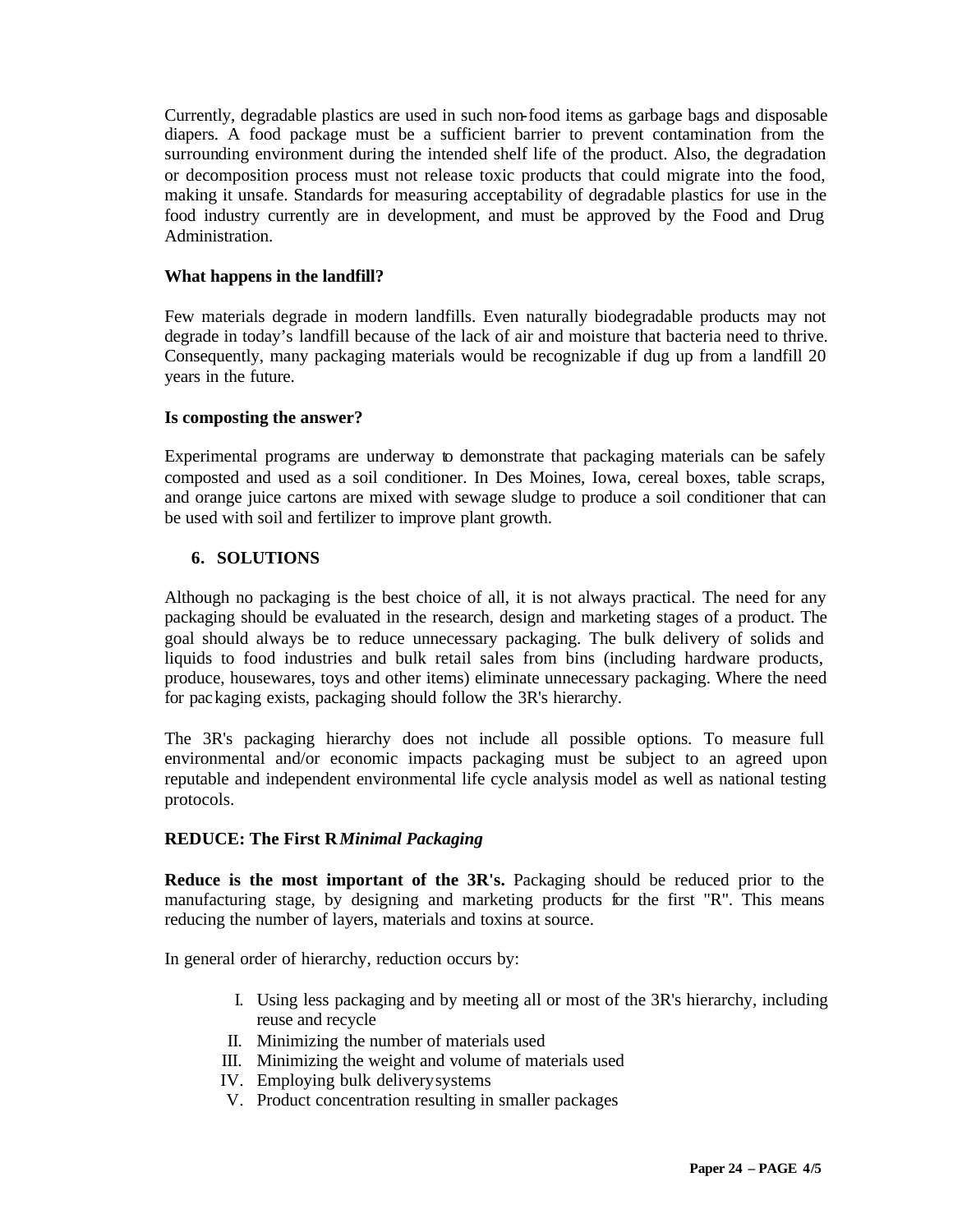Currently, degradable plastics are used in such non-food items as garbage bags and disposable diapers. A food package must be a sufficient barrier to prevent contamination from the surrounding environment during the intended shelf life of the product. Also, the degradation or decomposition process must not release toxic products that could migrate into the food, making it unsafe. Standards for measuring acceptability of degradable plastics for use in the food industry currently are in development, and must be approved by the Food and Drug Administration.

### What happens in the landfill?

Few materials degrade in modern landfills. Even naturally biodegradable products may not degrade in today's landfill because of the lack of air and moisture that bacteria need to thrive. Consequently, many packaging materials would be recognizable if dug up from a landfill 20 years in the future.

### Is composting the answer?

Experimental programs are underway to demonstrate that packaging materials can be safely composted and used as a soil conditioner. In Des Moines, Iowa, cereal boxes, table scraps, and orange juice cartons are mixed with sewage sludge to produce a soil conditioner that can be used with soil and fertilizer to improve plant growth.

## 6. SOLUTIONS

Although no packaging is the best choice of all, it is not always practical. The need for any packaging should be evaluated in the research, design and marketing stages of a product. The goal should always be to reduce unnecessary packaging. The bulk delivery of solids and liquids to food industries and bulk retail sales from bins (including hardware products, produce, housewares, toys and other items) eliminate unnecessary packaging. Where the need for packaging exists, packaging should follow the 3R's hierarchy.

The 3R's packaging hierarchy does not include all possible options. To measure full environmental and/or economic impacts packaging must be subject to an agreed upon reputable and independent environmental life cycle analysis model as well as national testing protocols.

### REDUCE: The First R *Minimal Packaging*

**Reduce is the most important of the 3R's.** Packaging should be reduced prior to the manufacturing stage, by designing and marketing products for the first "R". This means reducing the number of layers, materials and toxins at source.

In general order of hierarchy, reduction occurs by:

I. Using less packaging and by meeting all or most of the 3R's hierarchy, including reuse and recycle
II. Minimizing the number of materials used
III. Minimizing the weight and volume of materials used
IV. Employing bulk delivery systems
V. Product concentration resulting in smaller packages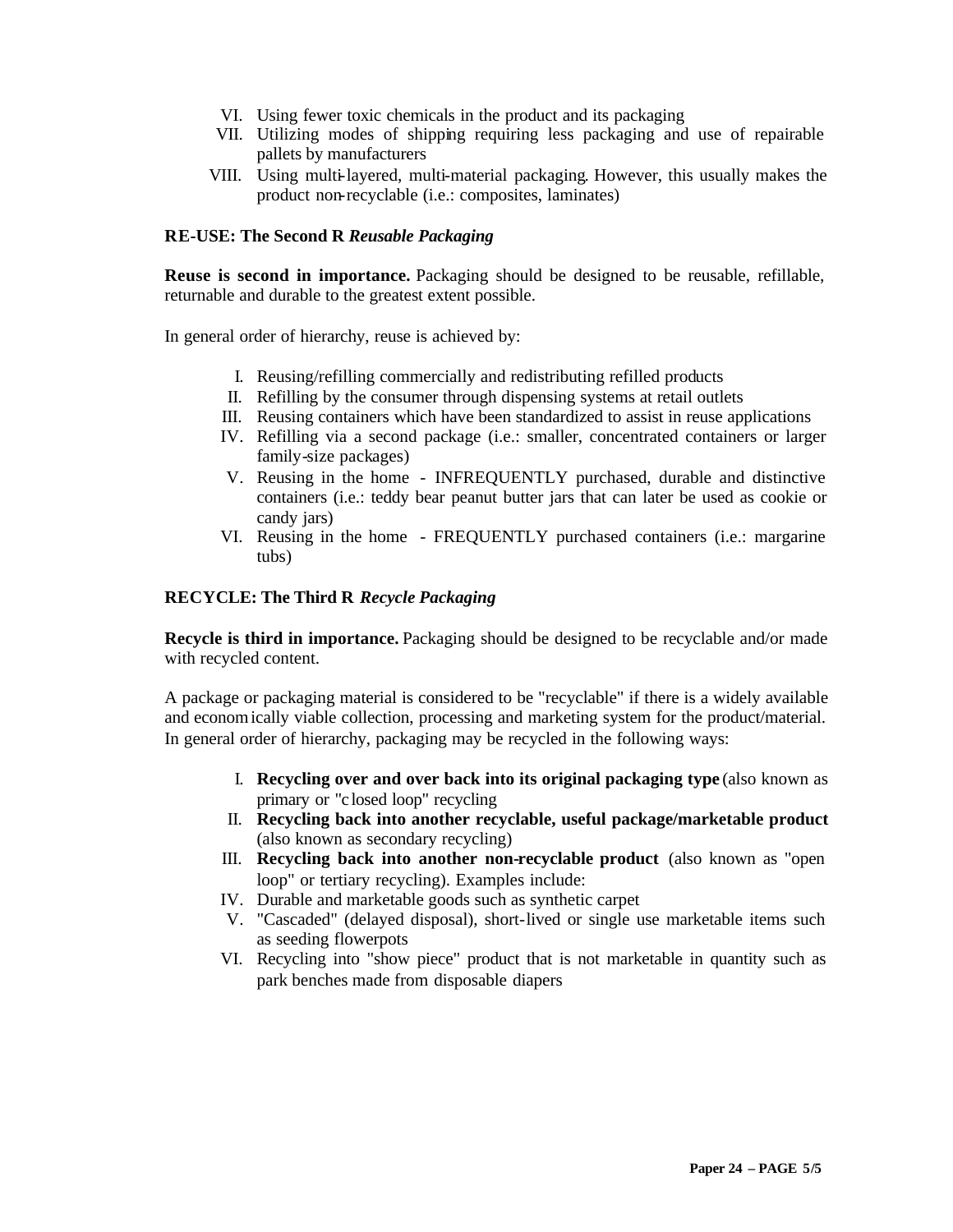VI. Using fewer toxic chemicals in the product and its packaging
VII. Utilizing modes of shipping requiring less packaging and use of repairable pallets by manufacturers
VIII. Using multi-layered, multi-material packaging. However, this usually makes the product non-recyclable (i.e.: composites, laminates)

**RE-USE: The Second R *Reusable Packaging***

**Reuse is second in importance.** Packaging should be designed to be reusable, refillable, returnable and durable to the greatest extent possible.

In general order of hierarchy, reuse is achieved by:

I. Reusing/refilling commercially and redistributing refilled products
II. Refilling by the consumer through dispensing systems at retail outlets
III. Reusing containers which have been standardized to assist in reuse applications
IV. Refilling via a second package (i.e.: smaller, concentrated containers or larger family-size packages)
V. Reusing in the home - INFREQUENTLY purchased, durable and distinctive containers (i.e.: teddy bear peanut butter jars that can later be used as cookie or candy jars)
VI. Reusing in the home - FREQUENTLY purchased containers (i.e.: margarine tubs)

**RECYCLE: The Third R *Recycle Packaging***

**Recycle is third in importance.** Packaging should be designed to be recyclable and/or made with recycled content.

A package or packaging material is considered to be "recyclable" if there is a widely available and economically viable collection, processing and marketing system for the product/material. In general order of hierarchy, packaging may be recycled in the following ways:

I. **Recycling over and over back into its original packaging type** (also known as primary or "closed loop" recycling
II. **Recycling back into another recyclable, useful package/marketable product** (also known as secondary recycling)
III. **Recycling back into another non-recyclable product** (also known as "open loop" or tertiary recycling). Examples include:
IV. Durable and marketable goods such as synthetic carpet
V. "Cascaded" (delayed disposal), short-lived or single use marketable items such as seeding flowerpots
VI. Recycling into "show piece" product that is not marketable in quantity such as park benches made from disposable diapers